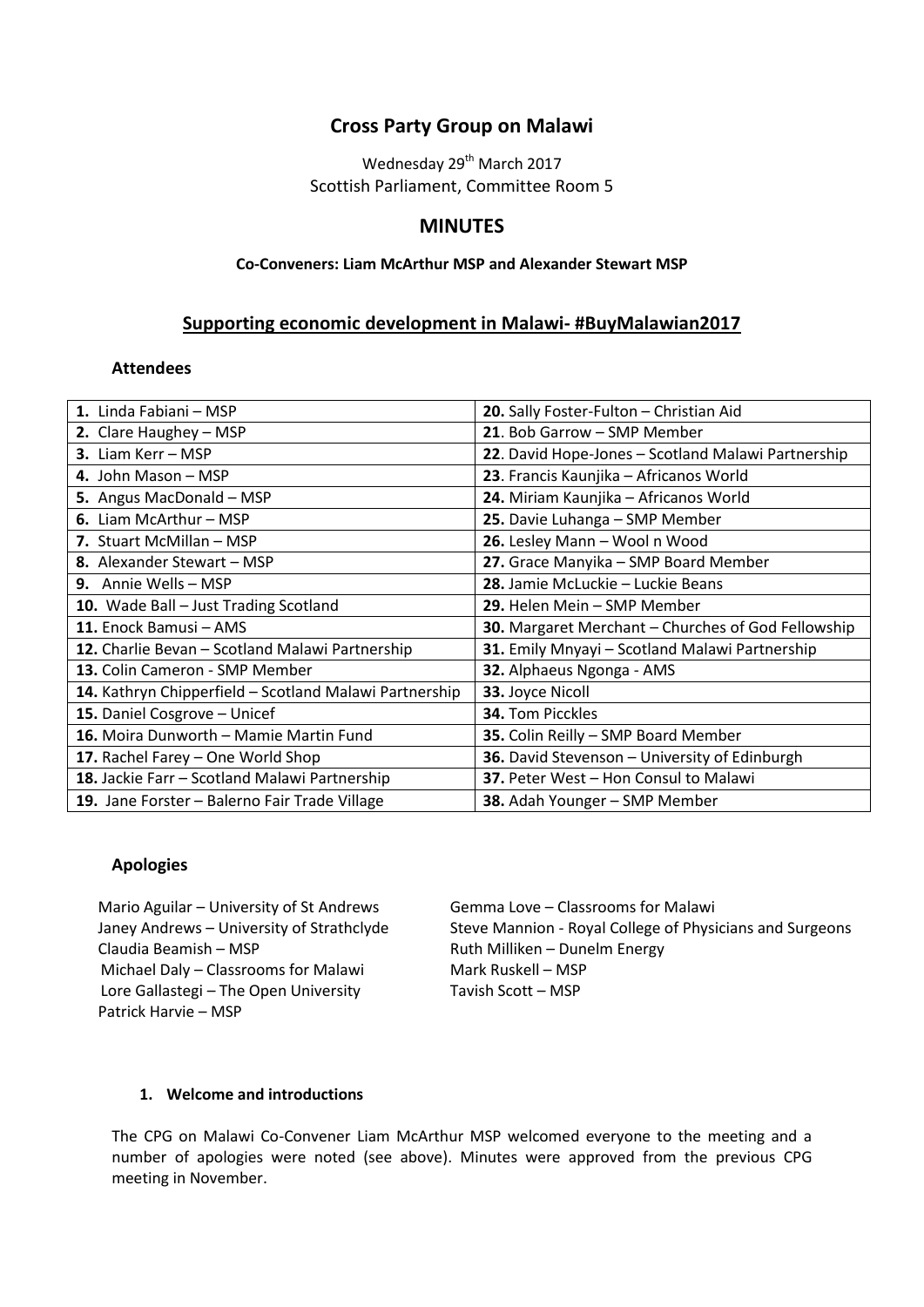# Cross Party Group on Malawi

Wednesday 29th March 2017
Scottish Parliament, Committee Room 5

## MINUTES

**Co-Conveners: Liam McArthur MSP and Alexander Stewart MSP**

## Supporting economic development in Malawi- #BuyMalawian2017

### Attendees

| | |
|---|---|
| **1.** Linda Fabiani – MSP | **20.** Sally Foster-Fulton – Christian Aid |
| **2.** Clare Haughey – MSP | **21**. Bob Garrow – SMP Member |
| **3.** Liam Kerr – MSP | **22**. David Hope-Jones – Scotland Malawi Partnership |
| **4.** John Mason – MSP | **23**. Francis Kaunjika – Africanos World |
| **5.** Angus MacDonald – MSP | **24.** Miriam Kaunjika – Africanos World |
| **6.** Liam McArthur – MSP | **25.** Davie Luhanga – SMP Member |
| **7.** Stuart McMillan – MSP | **26.** Lesley Mann – Wool n Wood |
| **8.** Alexander Stewart – MSP | **27.** Grace Manyika – SMP Board Member |
| **9.** Annie Wells – MSP | **28.** Jamie McLuckie – Luckie Beans |
| **10.** Wade Ball – Just Trading Scotland | **29.** Helen Mein – SMP Member |
| **11.** Enock Bamusi – AMS | **30.** Margaret Merchant – Churches of God Fellowship |
| **12.** Charlie Bevan – Scotland Malawi Partnership | **31.** Emily Mnyayi – Scotland Malawi Partnership |
| **13.** Colin Cameron - SMP Member | **32.** Alphaeus Ngonga - AMS |
| **14.** Kathryn Chipperfield – Scotland Malawi Partnership | **33.** Joyce Nicoll |
| **15.** Daniel Cosgrove – Unicef | **34.** Tom Picckles |
| **16.** Moira Dunworth – Mamie Martin Fund | **35.** Colin Reilly – SMP Board Member |
| **17.** Rachel Farey – One World Shop | **36.** David Stevenson – University of Edinburgh |
| **18.** Jackie Farr – Scotland Malawi Partnership | **37.** Peter West – Hon Consul to Malawi |
| **19.** Jane Forster – Balerno Fair Trade Village | **38.** Adah Younger – SMP Member |

### Apologies

Mario Aguilar – University of St Andrews
Janey Andrews – University of Strathclyde
Claudia Beamish – MSP
Michael Daly – Classrooms for Malawi
Lore Gallastegi – The Open University
Patrick Harvie – MSP
Gemma Love – Classrooms for Malawi
Steve Mannion - Royal College of Physicians and Surgeons
Ruth Milliken – Dunelm Energy
Mark Ruskell – MSP
Tavish Scott – MSP

#### 1. Welcome and introductions

The CPG on Malawi Co-Convener Liam McArthur MSP welcomed everyone to the meeting and a number of apologies were noted (see above). Minutes were approved from the previous CPG meeting in November.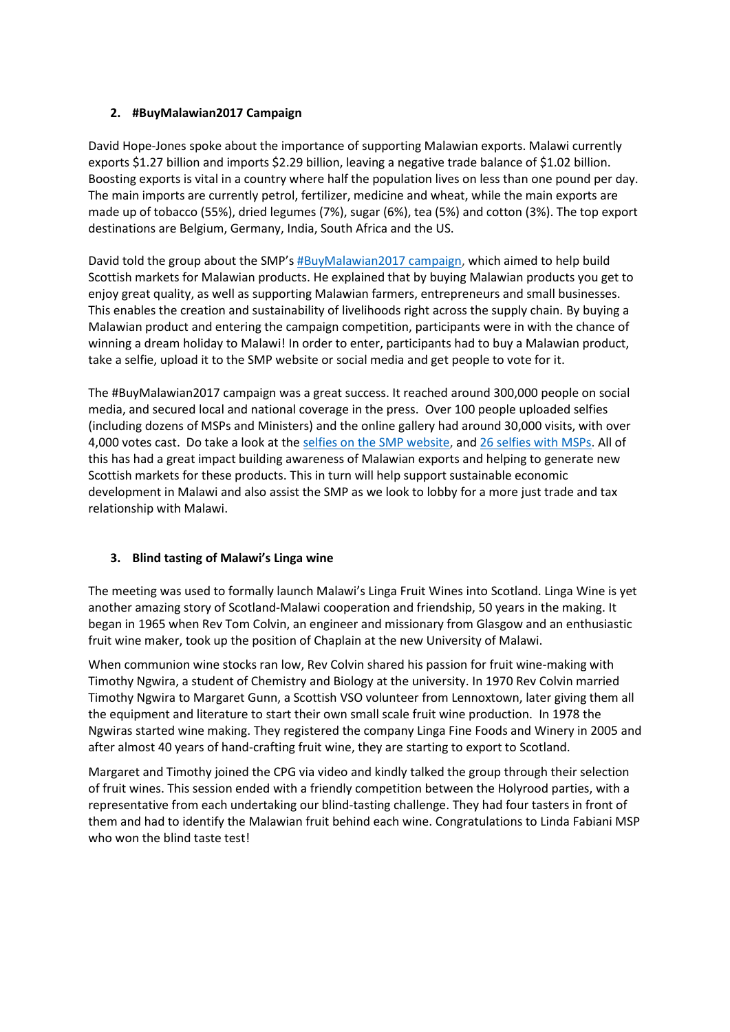## 2. #BuyMalawian2017 Campaign

David Hope-Jones spoke about the importance of supporting Malawian exports. Malawi currently exports $1.27 billion and imports $2.29 billion, leaving a negative trade balance of $1.02 billion. Boosting exports is vital in a country where half the population lives on less than one pound per day. The main imports are currently petrol, fertilizer, medicine and wheat, while the main exports are made up of tobacco (55%), dried legumes (7%), sugar (6%), tea (5%) and cotton (3%). The top export destinations are Belgium, Germany, India, South Africa and the US.

David told the group about the SMP's #BuyMalawian2017 campaign, which aimed to help build Scottish markets for Malawian products. He explained that by buying Malawian products you get to enjoy great quality, as well as supporting Malawian farmers, entrepreneurs and small businesses. This enables the creation and sustainability of livelihoods right across the supply chain. By buying a Malawian product and entering the campaign competition, participants were in with the chance of winning a dream holiday to Malawi! In order to enter, participants had to buy a Malawian product, take a selfie, upload it to the SMP website or social media and get people to vote for it.

The #BuyMalawian2017 campaign was a great success. It reached around 300,000 people on social media, and secured local and national coverage in the press. Over 100 people uploaded selfies (including dozens of MSPs and Ministers) and the online gallery had around 30,000 visits, with over 4,000 votes cast. Do take a look at the selfies on the SMP website, and 26 selfies with MSPs. All of this has had a great impact building awareness of Malawian exports and helping to generate new Scottish markets for these products. This in turn will help support sustainable economic development in Malawi and also assist the SMP as we look to lobby for a more just trade and tax relationship with Malawi.

## 3. Blind tasting of Malawi's Linga wine

The meeting was used to formally launch Malawi's Linga Fruit Wines into Scotland. Linga Wine is yet another amazing story of Scotland-Malawi cooperation and friendship, 50 years in the making. It began in 1965 when Rev Tom Colvin, an engineer and missionary from Glasgow and an enthusiastic fruit wine maker, took up the position of Chaplain at the new University of Malawi.

When communion wine stocks ran low, Rev Colvin shared his passion for fruit wine-making with Timothy Ngwira, a student of Chemistry and Biology at the university. In 1970 Rev Colvin married Timothy Ngwira to Margaret Gunn, a Scottish VSO volunteer from Lennoxtown, later giving them all the equipment and literature to start their own small scale fruit wine production. In 1978 the Ngwiras started wine making. They registered the company Linga Fine Foods and Winery in 2005 and after almost 40 years of hand-crafting fruit wine, they are starting to export to Scotland.

Margaret and Timothy joined the CPG via video and kindly talked the group through their selection of fruit wines. This session ended with a friendly competition between the Holyrood parties, with a representative from each undertaking our blind-tasting challenge. They had four tasters in front of them and had to identify the Malawian fruit behind each wine. Congratulations to Linda Fabiani MSP who won the blind taste test!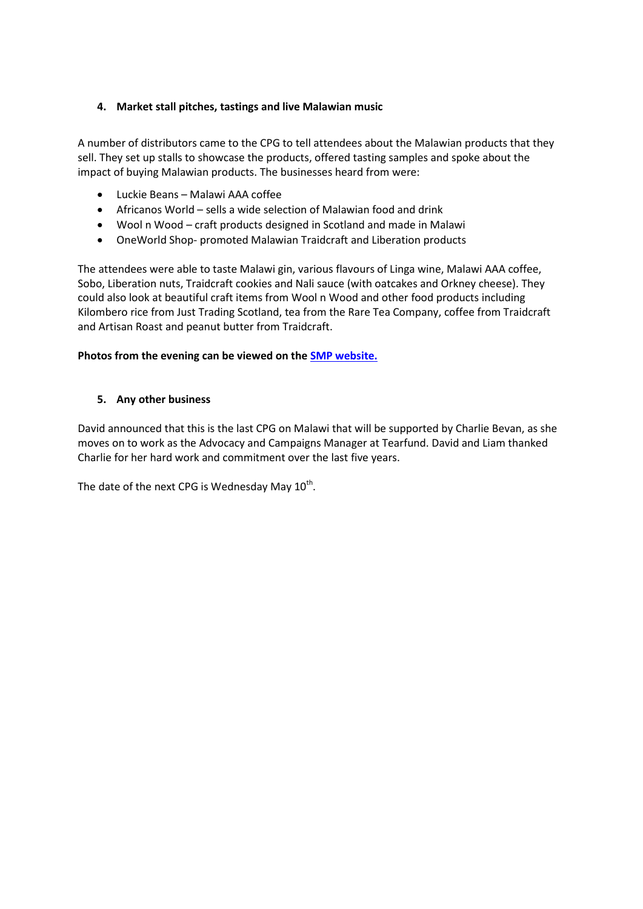## 4. Market stall pitches, tastings and live Malawian music

A number of distributors came to the CPG to tell attendees about the Malawian products that they sell. They set up stalls to showcase the products, offered tasting samples and spoke about the impact of buying Malawian products. The businesses heard from were:

- Luckie Beans – Malawi AAA coffee
- Africanos World – sells a wide selection of Malawian food and drink
- Wool n Wood – craft products designed in Scotland and made in Malawi
- OneWorld Shop- promoted Malawian Traidcraft and Liberation products

The attendees were able to taste Malawi gin, various flavours of Linga wine, Malawi AAA coffee, Sobo, Liberation nuts, Traidcraft cookies and Nali sauce (with oatcakes and Orkney cheese). They could also look at beautiful craft items from Wool n Wood and other food products including Kilombero rice from Just Trading Scotland, tea from the Rare Tea Company, coffee from Traidcraft and Artisan Roast and peanut butter from Traidcraft.

**Photos from the evening can be viewed on the SMP website.**

## 5. Any other business

David announced that this is the last CPG on Malawi that will be supported by Charlie Bevan, as she moves on to work as the Advocacy and Campaigns Manager at Tearfund. David and Liam thanked Charlie for her hard work and commitment over the last five years.

The date of the next CPG is Wednesday May 10th.